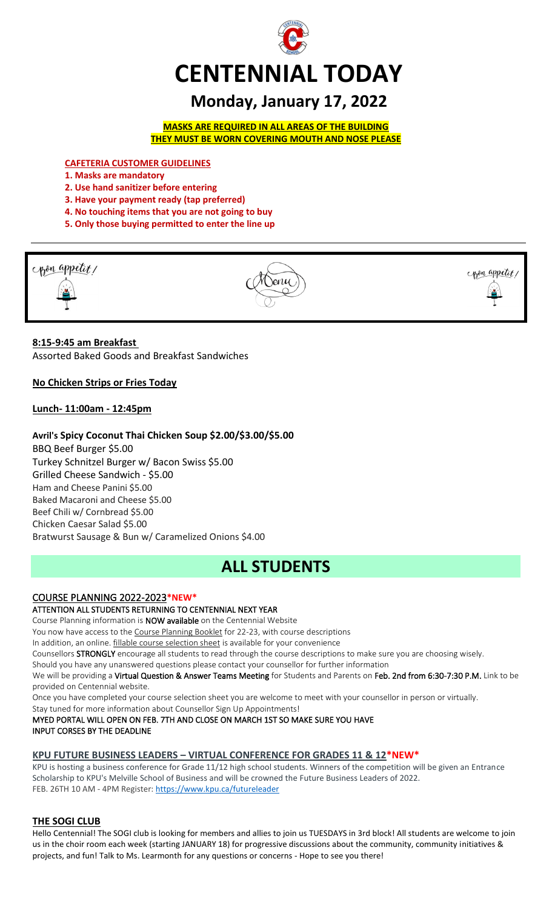# CENTENNIAL TODAY

## Monday, January 17, 2022

**MASKS ARE REQUIRED IN ALL AREAS OF THE BUILDING**
**THEY MUST BE WORN COVERING MOUTH AND NOSE PLEASE**

**CAFETERIA CUSTOMER GUIDELINES**

1. **Masks are mandatory**
2. **Use hand sanitizer before entering**
3. **Have your payment ready (tap preferred)**
4. **No touching items that you are not going to buy**
5. **Only those buying permitted to enter the line up**

Bon appetit! Menu Bon appetit!

**8:15-9:45 am Breakfast**
Assorted Baked Goods and Breakfast Sandwiches

**No Chicken Strips or Fries Today**

**Lunch- 11:00am - 12:45pm**

**Avril's Spicy Coconut Thai Chicken Soup $2.00/$3.00/$5.00**
BBQ Beef Burger $5.00
Turkey Schnitzel Burger w/ Bacon Swiss $5.00
Grilled Cheese Sandwich - $5.00
Ham and Cheese Panini $5.00
Baked Macaroni and Cheese $5.00
Beef Chili w/ Cornbread $5.00
Chicken Caesar Salad $5.00
Bratwurst Sausage & Bun w/ Caramelized Onions $4.00

# ALL STUDENTS

## COURSE PLANNING 2022-2023*NEW*

**ATTENTION ALL STUDENTS RETURNING TO CENTENNIAL NEXT YEAR**

Course Planning information is **NOW available** on the Centennial Website
You now have access to the Course Planning Booklet for 22-23, with course descriptions
In addition, an online. fillable course selection sheet is available for your convenience
Counsellors **STRONGLY** encourage all students to read through the course descriptions to make sure you are choosing wisely.
Should you have any unanswered questions please contact your counsellor for further information
We will be providing a **Virtual Question & Answer Teams Meeting** for Students and Parents on **Feb. 2nd from 6:30-7:30 P.M.** Link to be provided on Centennial website.
Once you have completed your course selection sheet you are welcome to meet with your counsellor in person or virtually.
Stay tuned for more information about Counsellor Sign Up Appointments!
**MYED PORTAL WILL OPEN ON FEB. 7TH AND CLOSE ON MARCH 1ST SO MAKE SURE YOU HAVE INPUT CORSES BY THE DEADLINE**

## KPU FUTURE BUSINESS LEADERS – VIRTUAL CONFERENCE FOR GRADES 11 & 12*NEW*

KPU is hosting a business conference for Grade 11/12 high school students. Winners of the competition will be given an Entrance Scholarship to KPU's Melville School of Business and will be crowned the Future Business Leaders of 2022.
FEB. 26TH 10 AM - 4PM Register: https://www.kpu.ca/futureleader

## THE SOGI CLUB

Hello Centennial! The SOGI club is looking for members and allies to join us TUESDAYS in 3rd block! All students are welcome to join us in the choir room each week (starting JANUARY 18) for progressive discussions about the community, community initiatives & projects, and fun! Talk to Ms. Learmonth for any questions or concerns - Hope to see you there!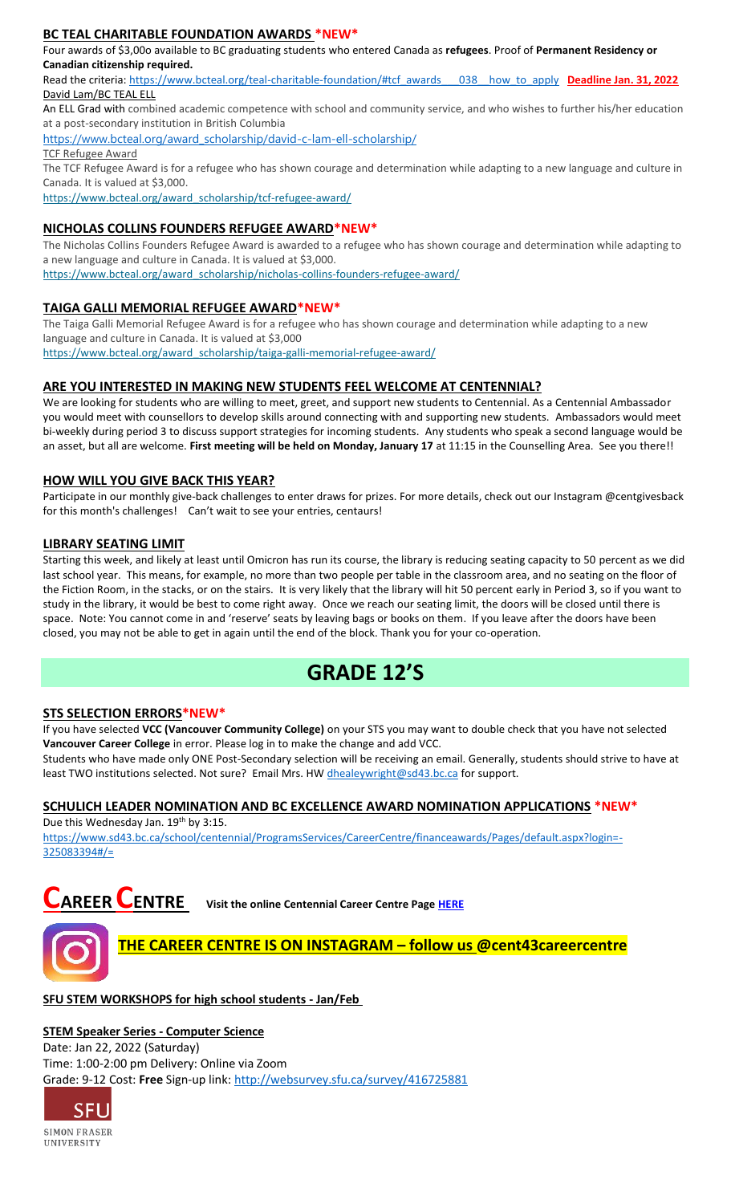## BC TEAL CHARITABLE FOUNDATION AWARDS *NEW*

Four awards of $3,00o available to BC graduating students who entered Canada as **refugees**. Proof of **Permanent Residency or Canadian citizenship required.**

Read the criteria: https://www.bcteal.org/teal-charitable-foundation/#tcf_awards___038__how_to_apply **Deadline Jan. 31, 2022**

David Lam/BC TEAL ELL

An ELL Grad with combined academic competence with school and community service, and who wishes to further his/her education at a post-secondary institution in British Columbia

https://www.bcteal.org/award_scholarship/david-c-lam-ell-scholarship/

TCF Refugee Award

The TCF Refugee Award is for a refugee who has shown courage and determination while adapting to a new language and culture in Canada. It is valued at $3,000.

https://www.bcteal.org/award_scholarship/tcf-refugee-award/

## NICHOLAS COLLINS FOUNDERS REFUGEE AWARD*NEW*

The Nicholas Collins Founders Refugee Award is awarded to a refugee who has shown courage and determination while adapting to a new language and culture in Canada. It is valued at $3,000.

https://www.bcteal.org/award_scholarship/nicholas-collins-founders-refugee-award/

## TAIGA GALLI MEMORIAL REFUGEE AWARD*NEW*

The Taiga Galli Memorial Refugee Award is for a refugee who has shown courage and determination while adapting to a new language and culture in Canada. It is valued at $3,000

https://www.bcteal.org/award_scholarship/taiga-galli-memorial-refugee-award/

## ARE YOU INTERESTED IN MAKING NEW STUDENTS FEEL WELCOME AT CENTENNIAL?

We are looking for students who are willing to meet, greet, and support new students to Centennial. As a Centennial Ambassador you would meet with counsellors to develop skills around connecting with and supporting new students. Ambassadors would meet bi-weekly during period 3 to discuss support strategies for incoming students. Any students who speak a second language would be an asset, but all are welcome. **First meeting will be held on Monday, January 17** at 11:15 in the Counselling Area. See you there!!

## HOW WILL YOU GIVE BACK THIS YEAR?

Participate in our monthly give-back challenges to enter draws for prizes. For more details, check out our Instagram @centgivesback for this month's challenges! Can't wait to see your entries, centaurs!

## LIBRARY SEATING LIMIT

Starting this week, and likely at least until Omicron has run its course, the library is reducing seating capacity to 50 percent as we did last school year. This means, for example, no more than two people per table in the classroom area, and no seating on the floor of the Fiction Room, in the stacks, or on the stairs. It is very likely that the library will hit 50 percent early in Period 3, so if you want to study in the library, it would be best to come right away. Once we reach our seating limit, the doors will be closed until there is space. Note: You cannot come in and 'reserve' seats by leaving bags or books on them. If you leave after the doors have been closed, you may not be able to get in again until the end of the block. Thank you for your co-operation.

# GRADE 12'S

## STS SELECTION ERRORS*NEW*

If you have selected **VCC (Vancouver Community College)** on your STS you may want to double check that you have not selected **Vancouver Career College** in error. Please log in to make the change and add VCC.

Students who have made only ONE Post-Secondary selection will be receiving an email. Generally, students should strive to have at least TWO institutions selected. Not sure? Email Mrs. HW dhealeywright@sd43.bc.ca for support.

## SCHULICH LEADER NOMINATION AND BC EXCELLENCE AWARD NOMINATION APPLICATIONS *NEW*

Due this Wednesday Jan. 19th by 3:15.

https://www.sd43.bc.ca/school/centennial/ProgramsServices/CareerCentre/financeawards/Pages/default.aspx?login=-325083394#/=

# CAREER CENTRE

**Visit the online Centennial Career Centre Page HERE**

## THE CAREER CENTRE IS ON INSTAGRAM – follow us @cent43careercentre

**SFU STEM WORKSHOPS for high school students - Jan/Feb**

**STEM Speaker Series - Computer Science**

Date: Jan 22, 2022 (Saturday)
Time: 1:00-2:00 pm Delivery: Online via Zoom
Grade: 9-12 Cost: **Free** Sign-up link: http://websurvey.sfu.ca/survey/416725881

SFU
SIMON FRASER UNIVERSITY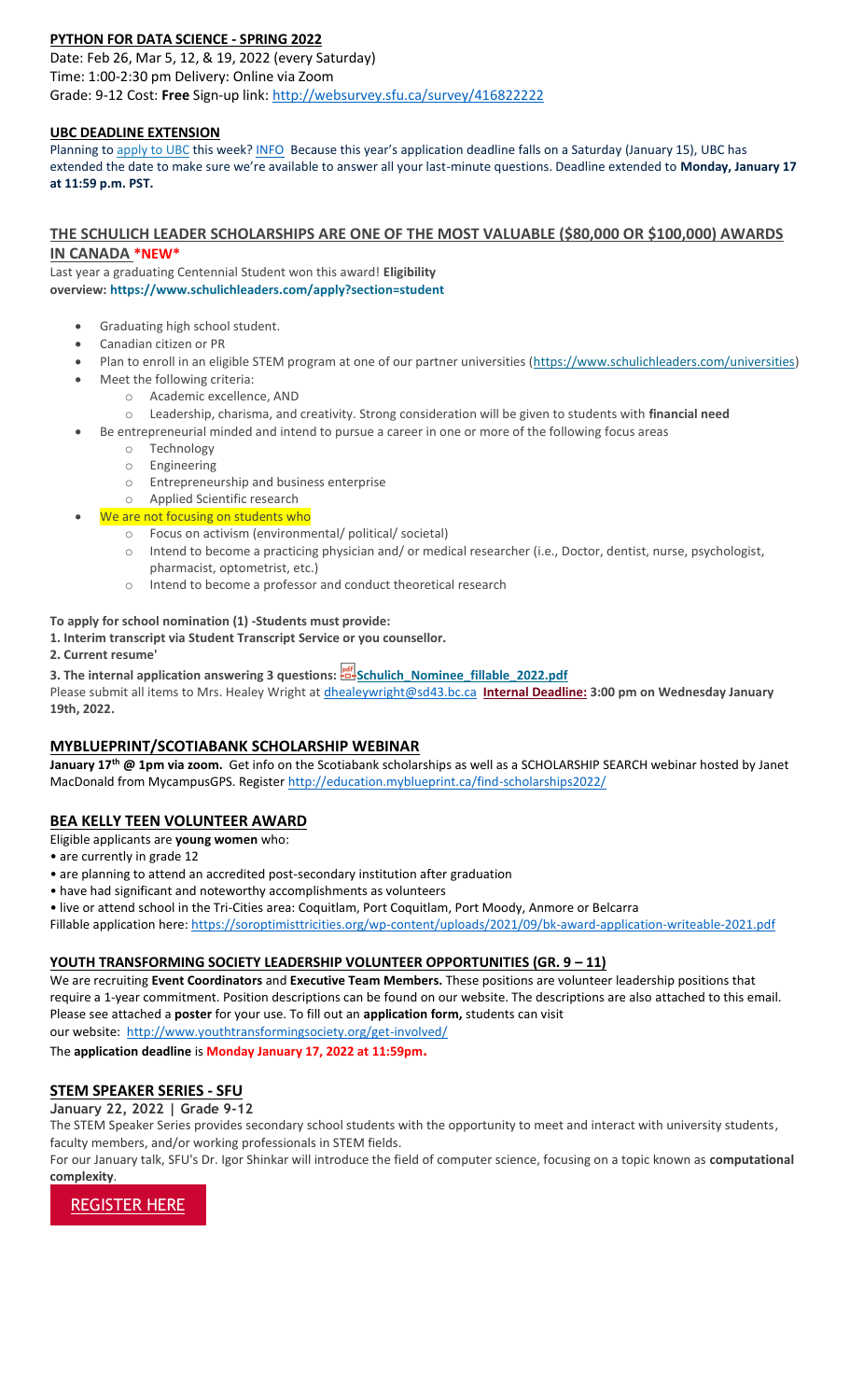## PYTHON FOR DATA SCIENCE - SPRING 2022

Date: Feb 26, Mar 5, 12, & 19, 2022 (every Saturday)
Time: 1:00-2:30 pm Delivery: Online via Zoom
Grade: 9-12 Cost: **Free** Sign-up link: http://websurvey.sfu.ca/survey/416822222

## UBC DEADLINE EXTENSION

Planning to apply to UBC this week? INFO Because this year's application deadline falls on a Saturday (January 15), UBC has extended the date to make sure we're available to answer all your last-minute questions. Deadline extended to **Monday, January 17 at 11:59 p.m. PST.**

## THE SCHULICH LEADER SCHOLARSHIPS ARE ONE OF THE MOST VALUABLE ($80,000 OR $100,000) AWARDS IN CANADA *NEW*

Last year a graduating Centennial Student won this award! **Eligibility overview: https://www.schulichleaders.com/apply?section=student**

- Graduating high school student.
- Canadian citizen or PR
- Plan to enroll in an eligible STEM program at one of our partner universities (https://www.schulichleaders.com/universities)
- Meet the following criteria:
    - Academic excellence, AND
    - Leadership, charisma, and creativity. Strong consideration will be given to students with **financial need**
- Be entrepreneurial minded and intend to pursue a career in one or more of the following focus areas
    - Technology
    - Engineering
    - Entrepreneurship and business enterprise
    - Applied Scientific research
- We are not focusing on students who
    - Focus on activism (environmental/ political/ societal)
    - Intend to become a practicing physician and/ or medical researcher (i.e., Doctor, dentist, nurse, psychologist, pharmacist, optometrist, etc.)
    - Intend to become a professor and conduct theoretical research

**To apply for school nomination (1) -Students must provide:**

**1. Interim transcript via Student Transcript Service or you counsellor.**

**2. Current resume'**

**3. The internal application answering 3 questions: Schulich_Nominee_fillable_2022.pdf**

Please submit all items to Mrs. Healey Wright at dhealeywright@sd43.bc.ca **Internal Deadline: 3:00 pm on Wednesday January 19th, 2022.**

## MYBLUEPRINT/SCOTIABANK SCHOLARSHIP WEBINAR

**January 17th @ 1pm via zoom.** Get info on the Scotiabank scholarships as well as a SCHOLARSHIP SEARCH webinar hosted by Janet MacDonald from MycampusGPS. Register http://education.myblueprint.ca/find-scholarships2022/

## BEA KELLY TEEN VOLUNTEER AWARD

Eligible applicants are **young women** who:

- are currently in grade 12
- are planning to attend an accredited post-secondary institution after graduation
- have had significant and noteworthy accomplishments as volunteers
- live or attend school in the Tri-Cities area: Coquitlam, Port Coquitlam, Port Moody, Anmore or Belcarra

Fillable application here: https://soroptimisttricities.org/wp-content/uploads/2021/09/bk-award-application-writeable-2021.pdf

## YOUTH TRANSFORMING SOCIETY LEADERSHIP VOLUNTEER OPPORTUNITIES (GR. 9 – 11)

We are recruiting **Event Coordinators** and **Executive Team Members.** These positions are volunteer leadership positions that require a 1-year commitment. Position descriptions can be found on our website. The descriptions are also attached to this email. Please see attached a **poster** for your use. To fill out an **application form,** students can visit our website: http://www.youthtransformingsociety.org/get-involved/

The **application deadline** is **Monday January 17, 2022 at 11:59pm.**

## STEM SPEAKER SERIES - SFU

**January 22, 2022 | Grade 9-12**

The STEM Speaker Series provides secondary school students with the opportunity to meet and interact with university students, faculty members, and/or working professionals in STEM fields.

For our January talk, SFU's Dr. Igor Shinkar will introduce the field of computer science, focusing on a topic known as **computational complexity**.

REGISTER HERE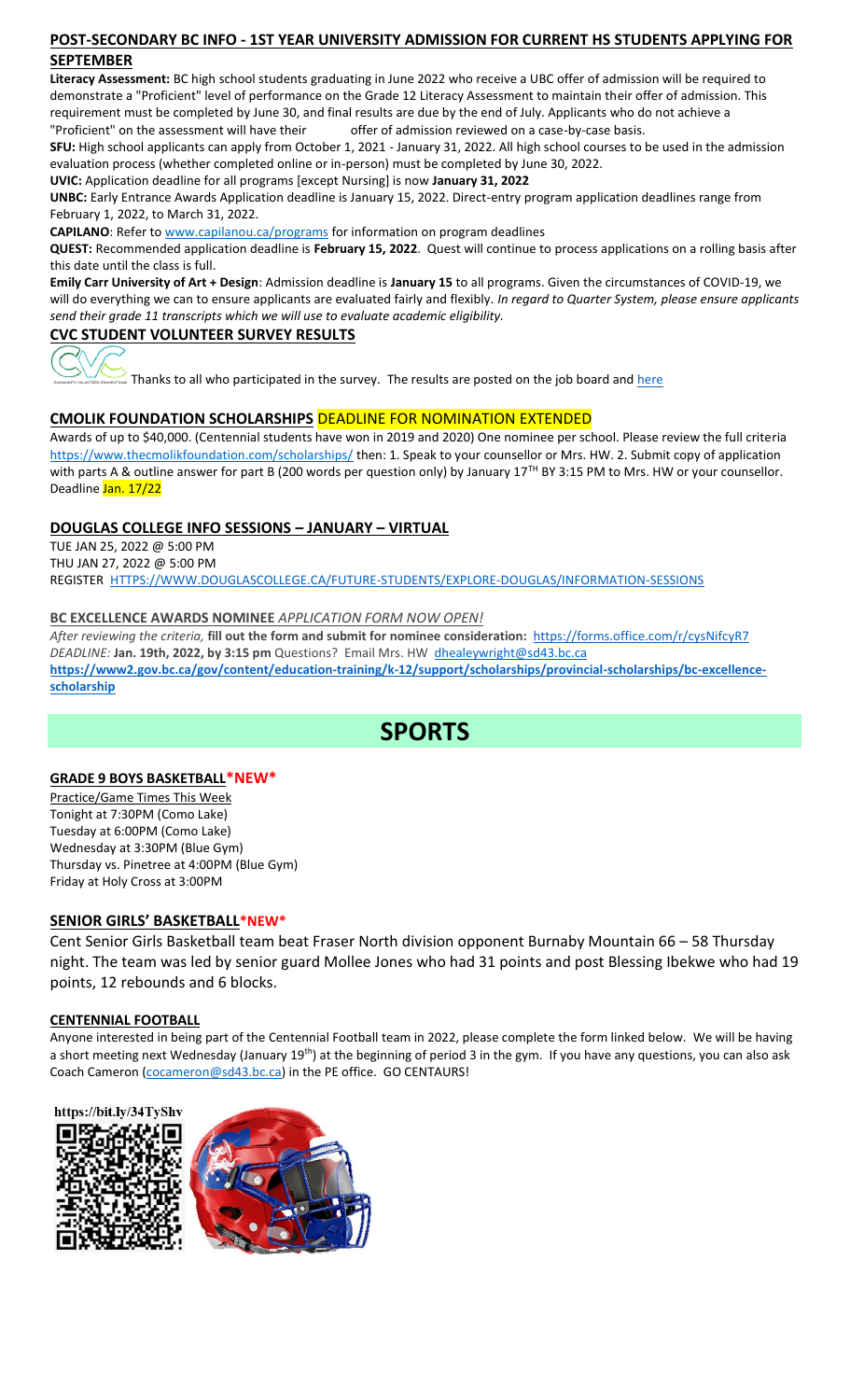## POST-SECONDARY BC INFO - 1ST YEAR UNIVERSITY ADMISSION FOR CURRENT HS STUDENTS APPLYING FOR SEPTEMBER

**Literacy Assessment:** BC high school students graduating in June 2022 who receive a UBC offer of admission will be required to demonstrate a "Proficient" level of performance on the Grade 12 Literacy Assessment to maintain their offer of admission. This requirement must be completed by June 30, and final results are due by the end of July. Applicants who do not achieve a "Proficient" on the assessment will have their offer of admission reviewed on a case-by-case basis.

**SFU:** High school applicants can apply from October 1, 2021 - January 31, 2022. All high school courses to be used in the admission evaluation process (whether completed online or in-person) must be completed by June 30, 2022.

**UVIC:** Application deadline for all programs [except Nursing] is now **January 31, 2022**

**UNBC:** Early Entrance Awards Application deadline is January 15, 2022. Direct-entry program application deadlines range from February 1, 2022, to March 31, 2022.

**CAPILANO**: Refer to www.capilanou.ca/programs for information on program deadlines

**QUEST:** Recommended application deadline is **February 15, 2022**. Quest will continue to process applications on a rolling basis after this date until the class is full.

**Emily Carr University of Art + Design**: Admission deadline is **January 15** to all programs. Given the circumstances of COVID-19, we will do everything we can to ensure applicants are evaluated fairly and flexibly. *In regard to Quarter System, please ensure applicants send their grade 11 transcripts which we will use to evaluate academic eligibility.*

## CVC STUDENT VOLUNTEER SURVEY RESULTS

Thanks to all who participated in the survey. The results are posted on the job board and here

## CMOLIK FOUNDATION SCHOLARSHIPS DEADLINE FOR NOMINATION EXTENDED

Awards of up to $40,000. (Centennial students have won in 2019 and 2020) One nominee per school. Please review the full criteria https://www.thecmolikfoundation.com/scholarships/ then: 1. Speak to your counsellor or Mrs. HW. 2. Submit copy of application with parts A & outline answer for part B (200 words per question only) by January 17TH BY 3:15 PM to Mrs. HW or your counsellor. Deadline Jan. 17/22

## DOUGLAS COLLEGE INFO SESSIONS – JANUARY – VIRTUAL

TUE JAN 25, 2022 @ 5:00 PM
THU JAN 27, 2022 @ 5:00 PM
REGISTER HTTPS://WWW.DOUGLASCOLLEGE.CA/FUTURE-STUDENTS/EXPLORE-DOUGLAS/INFORMATION-SESSIONS

**BC EXCELLENCE AWARDS NOMINEE** *APPLICATION FORM NOW OPEN!*

*After reviewing the criteria,* **fill out the form and submit for nominee consideration:** https://forms.office.com/r/cysNifcyR7
*DEADLINE:* **Jan. 19th, 2022, by 3:15 pm** Questions? Email Mrs. HW dhealeywright@sd43.bc.ca
**https://www2.gov.bc.ca/gov/content/education-training/k-12/support/scholarships/provincial-scholarships/bc-excellence-scholarship**

# SPORTS

## GRADE 9 BOYS BASKETBALL*NEW*

Practice/Game Times This Week
Tonight at 7:30PM (Como Lake)
Tuesday at 6:00PM (Como Lake)
Wednesday at 3:30PM (Blue Gym)
Thursday vs. Pinetree at 4:00PM (Blue Gym)
Friday at Holy Cross at 3:00PM

## SENIOR GIRLS' BASKETBALL*NEW*

Cent Senior Girls Basketball team beat Fraser North division opponent Burnaby Mountain 66 – 58 Thursday night. The team was led by senior guard Mollee Jones who had 31 points and post Blessing Ibekwe who had 19 points, 12 rebounds and 6 blocks.

## CENTENNIAL FOOTBALL

Anyone interested in being part of the Centennial Football team in 2022, please complete the form linked below. We will be having a short meeting next Wednesday (January 19th) at the beginning of period 3 in the gym. If you have any questions, you can also ask Coach Cameron (cocameron@sd43.bc.ca) in the PE office. GO CENTAURS!

https://bit.ly/34TyShv